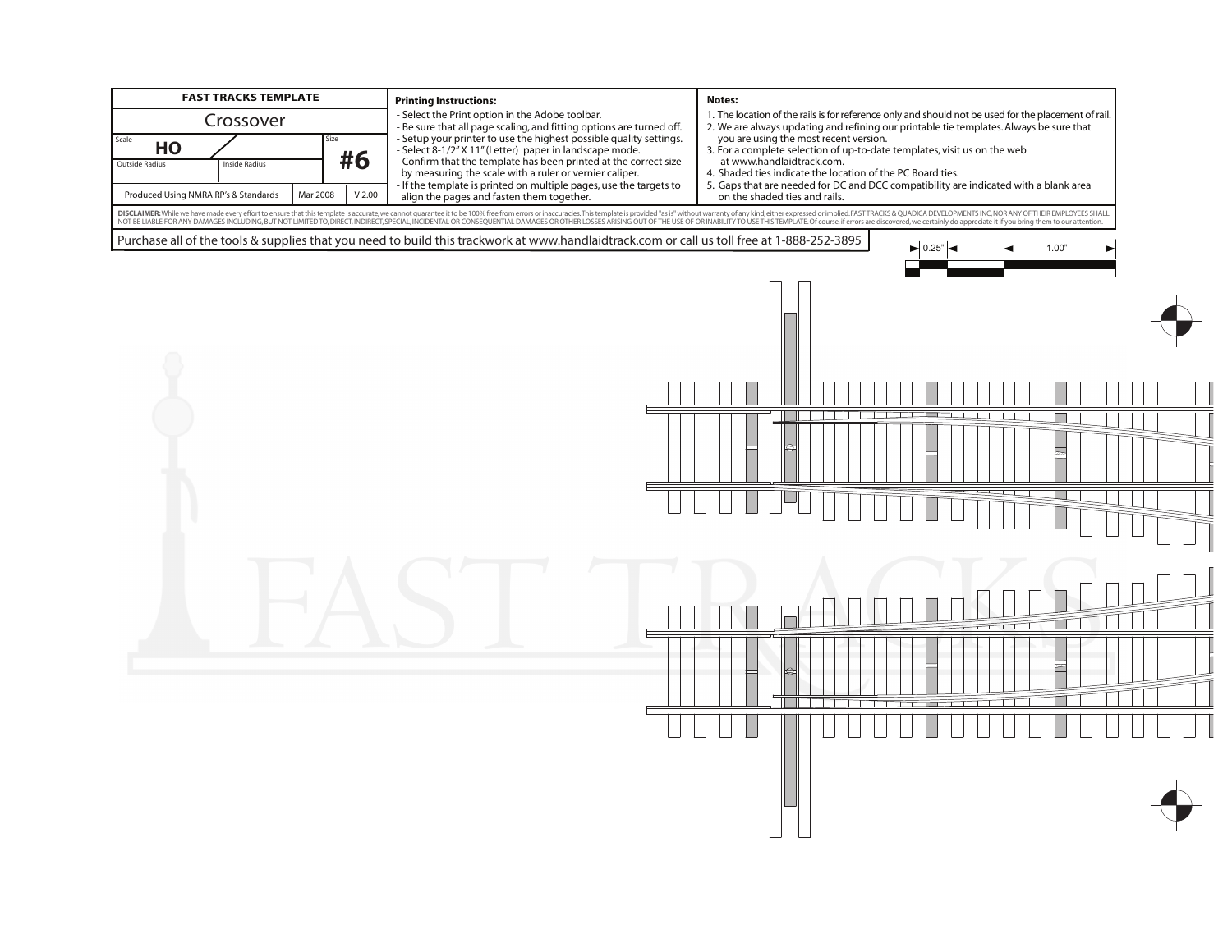| FAST TRACKS TEMPLATE | | | |
|---|---|---|---|
| Crossover | | | |
| Scale: HO | | Size: #6 | |
| Outside Radius | Inside Radius | | |
| Produced Using NMRA RP's & Standards | | Mar 2008 | V 2.00 |

**Printing Instructions:**

- Select the Print option in the Adobe toolbar.
- Be sure that all page scaling, and fitting options are turned off.
- Setup your printer to use the highest possible quality settings.
- Select 8-1/2" X 11" (Letter) paper in landscape mode.
- Confirm that the template has been printed at the correct size by measuring the scale with a ruler or vernier caliper.
- If the template is printed on multiple pages, use the targets to align the pages and fasten them together.

**Notes:**

1. The location of the rails is for reference only and should not be used for the placement of rail.
2. We are always updating and refining our printable tie templates. Always be sure that you are using the most recent version.
3. For a complete selection of up-to-date templates, visit us on the web at www.handlaidtrack.com.
4. Shaded ties indicate the location of the PC Board ties.
5. Gaps that are needed for DC and DCC compatibility are indicated with a blank area on the shaded ties and rails.

**DISCLAIMER:** While we have made every effort to ensure that this template is accurate, we cannot guarantee it to be 100% free from errors or inaccuracies. This template is provided "as is" without warranty of any kind, either expressed or implied. FAST TRACKS & QUADICA DEVELOPMENTS INC, NOR ANY OF THEIR EMPLOYEES SHALL NOT BE LIABLE FOR ANY DAMAGES INCLUDING, BUT NOT LIMITED TO, DIRECT, INDIRECT, SPECIAL, INCIDENTAL OR CONSEQUENTIAL DAMAGES OR OTHER LOSSES ARISING OUT OF THE USE OF OR INABILITY TO USE THIS TEMPLATE. Of course, if errors are discovered, we certainly do appreciate it if you bring them to our attention.

Purchase all of the tools & supplies that you need to build this trackwork at www.handlaidtrack.com or call us toll free at 1-888-252-3895

0.25" 1.00"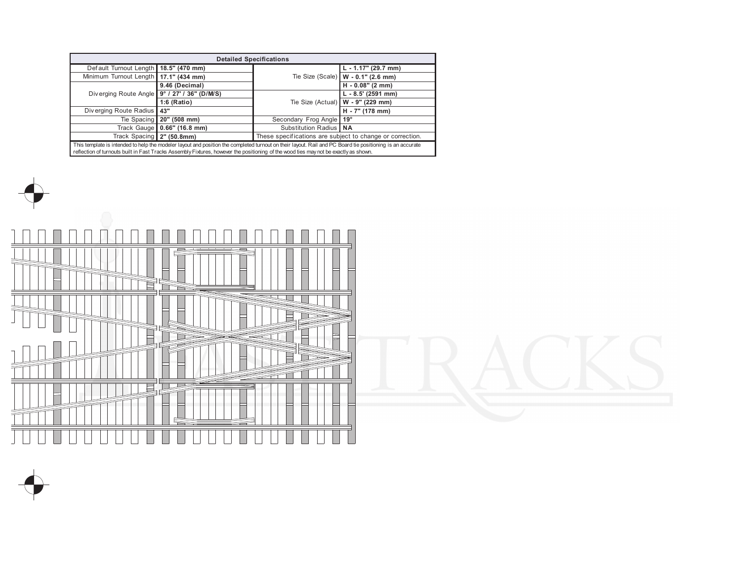| Detailed Specifications | | | |
|---|---|---|---|
| Default Turnout Length | 18.5" (470 mm) | Tie Size (Scale) | L - 1.17" (29.7 mm) |
| Minimum Turnout Length | 17.1" (434 mm) | | W - 0.1" (2.6 mm) |
| Diverging Route Angle | 9.46 (Decimal) | | H - 0.08" (2 mm) |
| | 9° / 27' / 36" (D/M/S) | Tie Size (Actual) | L - 8.5' (2591 mm) |
| | 1:6 (Ratio) | | W - 9" (229 mm) |
| Diverging Route Radius | 43" | | H - 7" (178 mm) |
| Tie Spacing | 20" (508 mm) | Secondary Frog Angle | 19° |
| Track Gauge | 0.66" (16.8 mm) | Substitution Radius | NA |
| Track Spacing | 2" (50.8mm) | These specifications are subject to change or correction. | |

This template is intended to help the modeler layout and position the completed turnout on their layout. Rail and PC Board tie positioning is an accurate reflection of turnouts built in Fast Tracks Assembly Fixtures, however the positioning of the wood ties may not be exactly as shown.